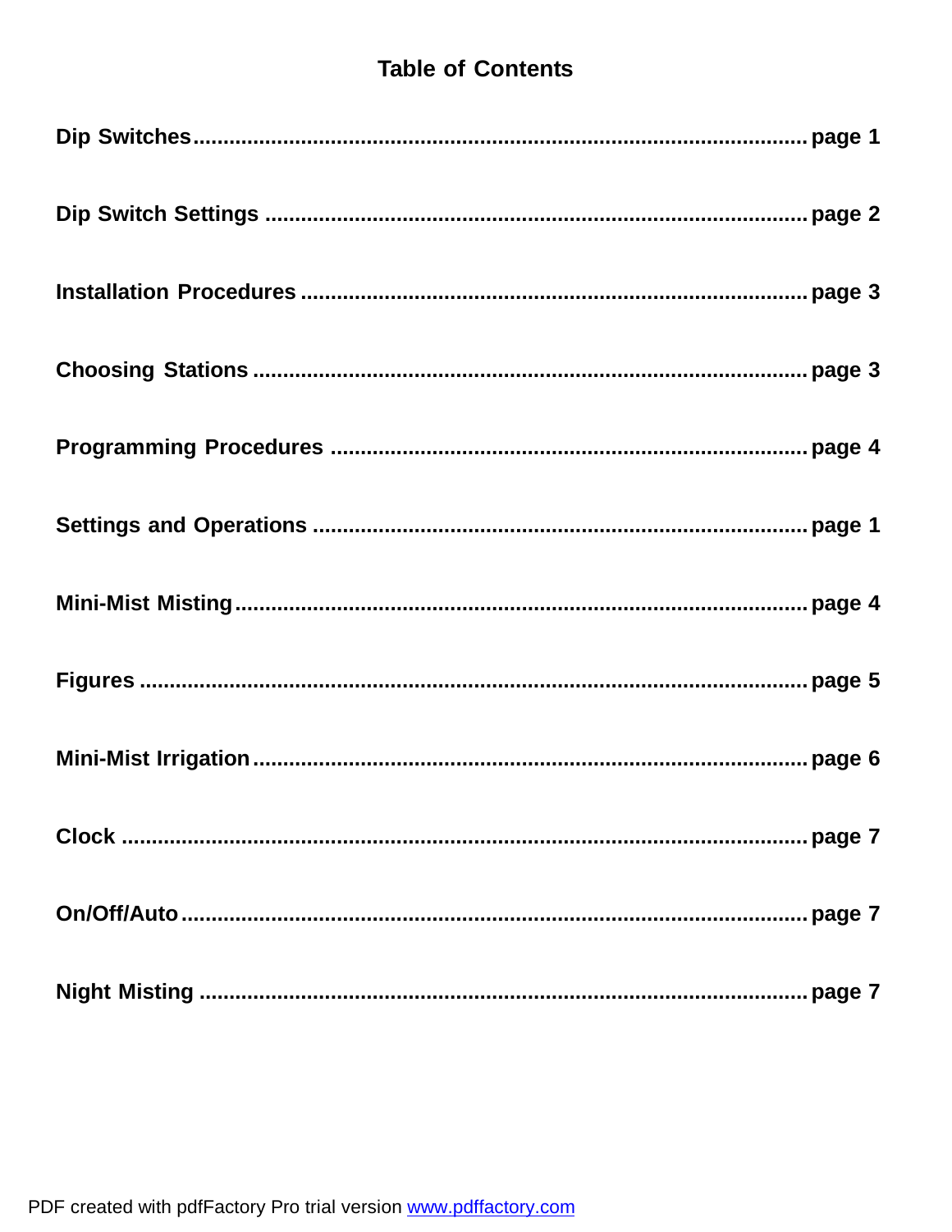# Table of Contents

| | |
|---|---|
| **Dip Switches** | **page 1** |
| **Dip Switch Settings** | **page 2** |
| **Installation Procedures** | **page 3** |
| **Choosing Stations** | **page 3** |
| **Programming Procedures** | **page 4** |
| **Settings and Operations** | **page 1** |
| **Mini-Mist Misting** | **page 4** |
| **Figures** | **page 5** |
| **Mini-Mist Irrigation** | **page 6** |
| **Clock** | **page 7** |
| **On/Off/Auto** | **page 7** |
| **Night Misting** | **page 7** |

PDF created with pdfFactory Pro trial version www.pdffactory.com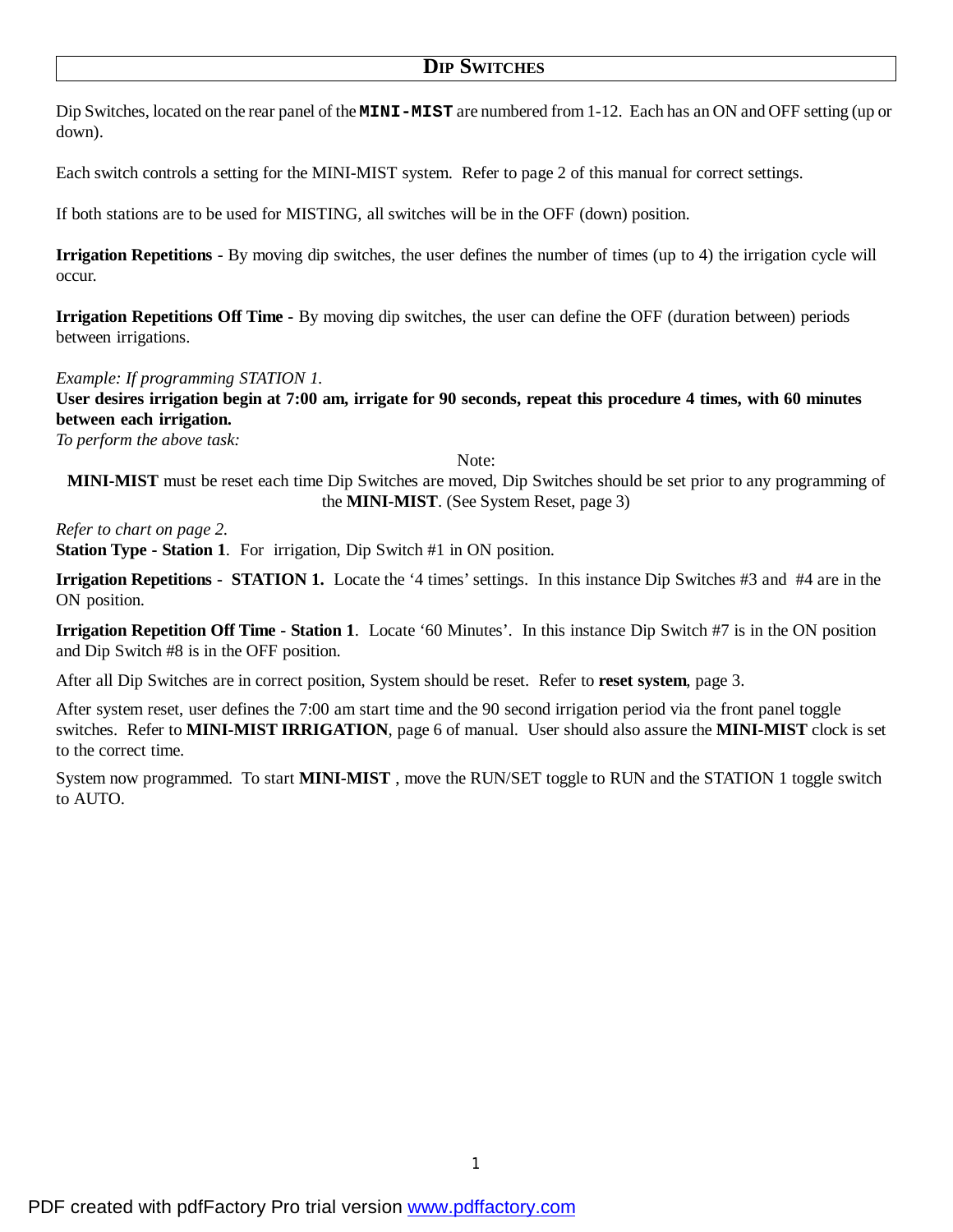## DIP SWITCHES

Dip Switches, located on the rear panel of the **MINI-MIST** are numbered from 1-12. Each has an ON and OFF setting (up or down).

Each switch controls a setting for the MINI-MIST system. Refer to page 2 of this manual for correct settings.

If both stations are to be used for MISTING, all switches will be in the OFF (down) position.

**Irrigation Repetitions** - By moving dip switches, the user defines the number of times (up to 4) the irrigation cycle will occur.

**Irrigation Repetitions Off Time** - By moving dip switches, the user can define the OFF (duration between) periods between irrigations.

*Example: If programming STATION 1.*
**User desires irrigation begin at 7:00 am, irrigate for 90 seconds, repeat this procedure 4 times, with 60 minutes between each irrigation.**
*To perform the above task:*

Note:
**MINI-MIST** must be reset each time Dip Switches are moved, Dip Switches should be set prior to any programming of the **MINI-MIST**. (See System Reset, page 3)

*Refer to chart on page 2.*
**Station Type - Station 1**. For irrigation, Dip Switch #1 in ON position.

**Irrigation Repetitions - STATION 1.** Locate the '4 times' settings. In this instance Dip Switches #3 and #4 are in the ON position.

**Irrigation Repetition Off Time - Station 1**. Locate '60 Minutes'. In this instance Dip Switch #7 is in the ON position and Dip Switch #8 is in the OFF position.

After all Dip Switches are in correct position, System should be reset. Refer to **reset system**, page 3.

After system reset, user defines the 7:00 am start time and the 90 second irrigation period via the front panel toggle switches. Refer to **MINI-MIST IRRIGATION**, page 6 of manual. User should also assure the **MINI-MIST** clock is set to the correct time.

System now programmed. To start **MINI-MIST** , move the RUN/SET toggle to RUN and the STATION 1 toggle switch to AUTO.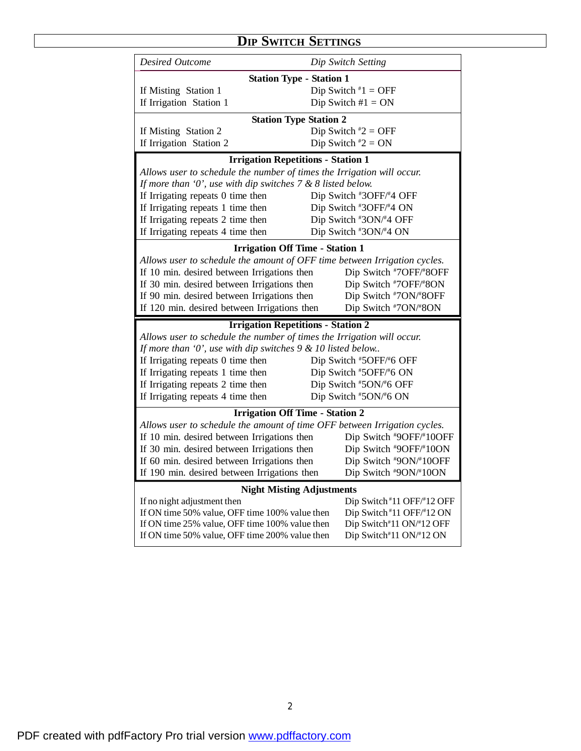## DIP SWITCH SETTINGS

| *Desired Outcome* | *Dip Switch Setting* |
|---|---|
| **Station Type - Station 1** | |
| If Misting Station 1 | Dip Switch #1 = OFF |
| If Irrigation Station 1 | Dip Switch #1 = ON |
| **Station Type Station 2** | |
| If Misting Station 2 | Dip Switch #2 = OFF |
| If Irrigation Station 2 | Dip Switch #2 = ON |
| **Irrigation Repetitions - Station 1** | |
| *Allows user to schedule the number of times the Irrigation will occur. If more than '0', use with dip switches 7 & 8 listed below.* | |
| If Irrigating repeats 0 time then | Dip Switch #3OFF/#4 OFF |
| If Irrigating repeats 1 time then | Dip Switch #3OFF/#4 ON |
| If Irrigating repeats 2 time then | Dip Switch #3ON/#4 OFF |
| If Irrigating repeats 4 time then | Dip Switch #3ON/#4 ON |
| **Irrigation Off Time - Station 1** | |
| *Allows user to schedule the amount of OFF time between Irrigation cycles.* | |
| If 10 min. desired between Irrigations then | Dip Switch #7OFF/#8OFF |
| If 30 min. desired between Irrigations then | Dip Switch #7OFF/#8ON |
| If 90 min. desired between Irrigations then | Dip Switch #7ON/#8OFF |
| If 120 min. desired between Irrigations then | Dip Switch #7ON/#8ON |
| **Irrigation Repetitions - Station 2** | |
| *Allows user to schedule the number of times the Irrigation will occur. If more than '0', use with dip switches 9 & 10 listed below..* | |
| If Irrigating repeats 0 time then | Dip Switch #5OFF/#6 OFF |
| If Irrigating repeats 1 time then | Dip Switch #5OFF/#6 ON |
| If Irrigating repeats 2 time then | Dip Switch #5ON/#6 OFF |
| If Irrigating repeats 4 time then | Dip Switch #5ON/#6 ON |
| **Irrigation Off Time - Station 2** | |
| *Allows user to schedule the amount of time OFF between Irrigation cycles.* | |
| If 10 min. desired between Irrigations then | Dip Switch #9OFF/#10OFF |
| If 30 min. desired between Irrigations then | Dip Switch #9OFF/#10ON |
| If 60 min. desired between Irrigations then | Dip Switch #9ON/#10OFF |
| If 190 min. desired between Irrigations then | Dip Switch #9ON/#10ON |
| **Night Misting Adjustments** | |
| If no night adjustment then | Dip Switch #11 OFF/#12 OFF |
| If ON time 50% value, OFF time 100% value then | Dip Switch #11 OFF/#12 ON |
| If ON time 25% value, OFF time 100% value then | Dip Switch#11 ON/#12 OFF |
| If ON time 50% value, OFF time 200% value then | Dip Switch#11 ON/#12 ON |

PDF created with pdfFactory Pro trial version www.pdffactory.com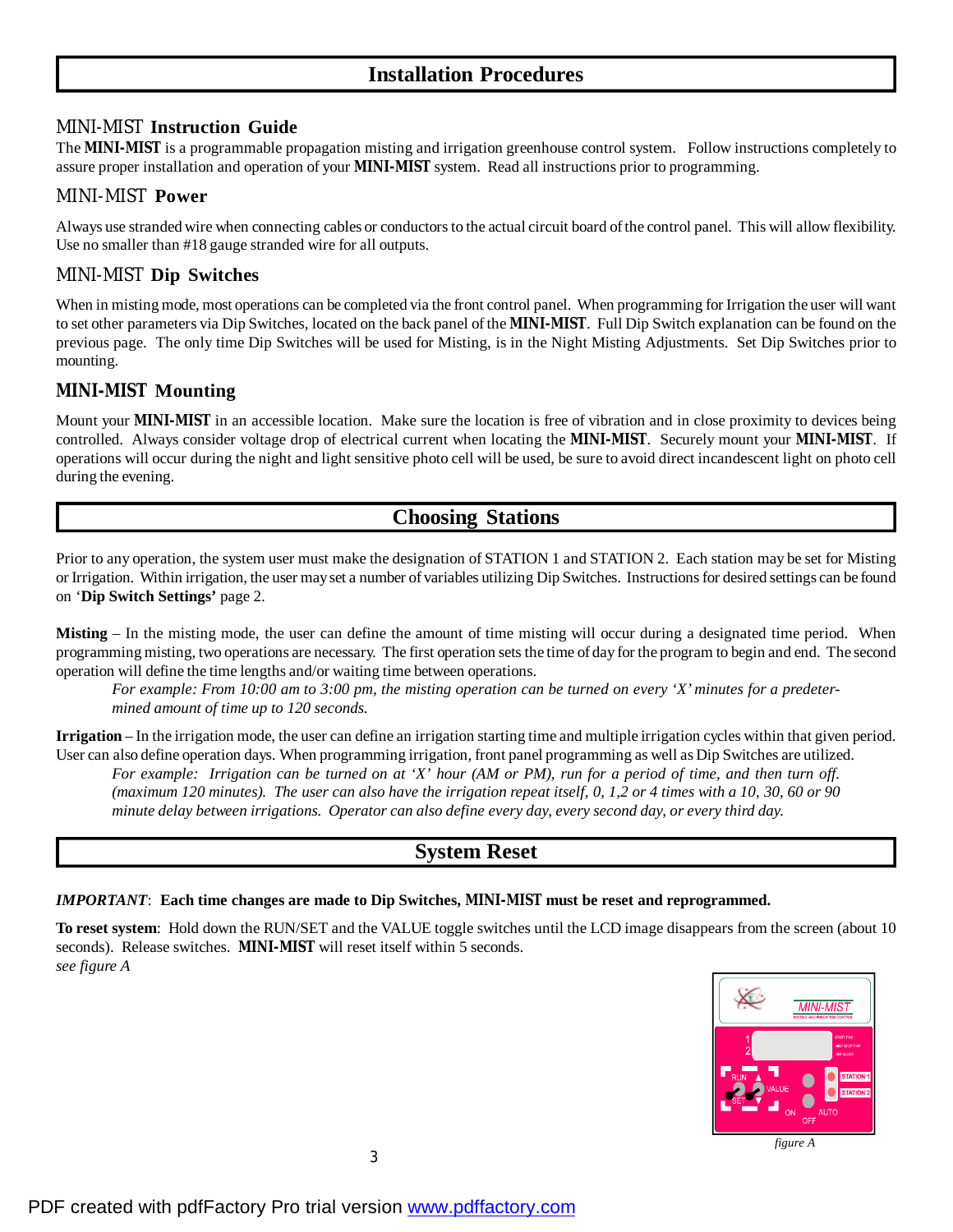## Installation Procedures

### MINI-MIST Instruction Guide

The **MINI-MIST** is a programmable propagation misting and irrigation greenhouse control system. Follow instructions completely to assure proper installation and operation of your **MINI-MIST** system. Read all instructions prior to programming.

### MINI-MIST Power

Always use stranded wire when connecting cables or conductors to the actual circuit board of the control panel. This will allow flexibility. Use no smaller than #18 gauge stranded wire for all outputs.

### MINI-MIST Dip Switches

When in misting mode, most operations can be completed via the front control panel. When programming for Irrigation the user will want to set other parameters via Dip Switches, located on the back panel of the **MINI-MIST**. Full Dip Switch explanation can be found on the previous page. The only time Dip Switches will be used for Misting, is in the Night Misting Adjustments. Set Dip Switches prior to mounting.

### MINI-MIST Mounting

Mount your **MINI-MIST** in an accessible location. Make sure the location is free of vibration and in close proximity to devices being controlled. Always consider voltage drop of electrical current when locating the **MINI-MIST**. Securely mount your **MINI-MIST**. If operations will occur during the night and light sensitive photo cell will be used, be sure to avoid direct incandescent light on photo cell during the evening.

## Choosing Stations

Prior to any operation, the system user must make the designation of STATION 1 and STATION 2. Each station may be set for Misting or Irrigation. Within irrigation, the user may set a number of variables utilizing Dip Switches. Instructions for desired settings can be found on '**Dip Switch Settings'** page 2.

**Misting** – In the misting mode, the user can define the amount of time misting will occur during a designated time period. When programming misting, two operations are necessary. The first operation sets the time of day for the program to begin and end. The second operation will define the time lengths and/or waiting time between operations.

> *For example: From 10:00 am to 3:00 pm, the misting operation can be turned on every 'X' minutes for a predetermined amount of time up to 120 seconds.*

**Irrigation** – In the irrigation mode, the user can define an irrigation starting time and multiple irrigation cycles within that given period. User can also define operation days. When programming irrigation, front panel programming as well as Dip Switches are utilized.

> *For example: Irrigation can be turned on at 'X' hour (AM or PM), run for a period of time, and then turn off. (maximum 120 minutes). The user can also have the irrigation repeat itself, 0, 1,2 or 4 times with a 10, 30, 60 or 90 minute delay between irrigations. Operator can also define every day, every second day, or every third day.*

## System Reset

***IMPORTANT***: **Each time changes are made to Dip Switches, MINI-MIST must be reset and reprogrammed.**

**To reset system**: Hold down the RUN/SET and the VALUE toggle switches until the LCD image disappears from the screen (about 10 seconds). Release switches. **MINI-MIST** will reset itself within 5 seconds.
*see figure A*

*figure A*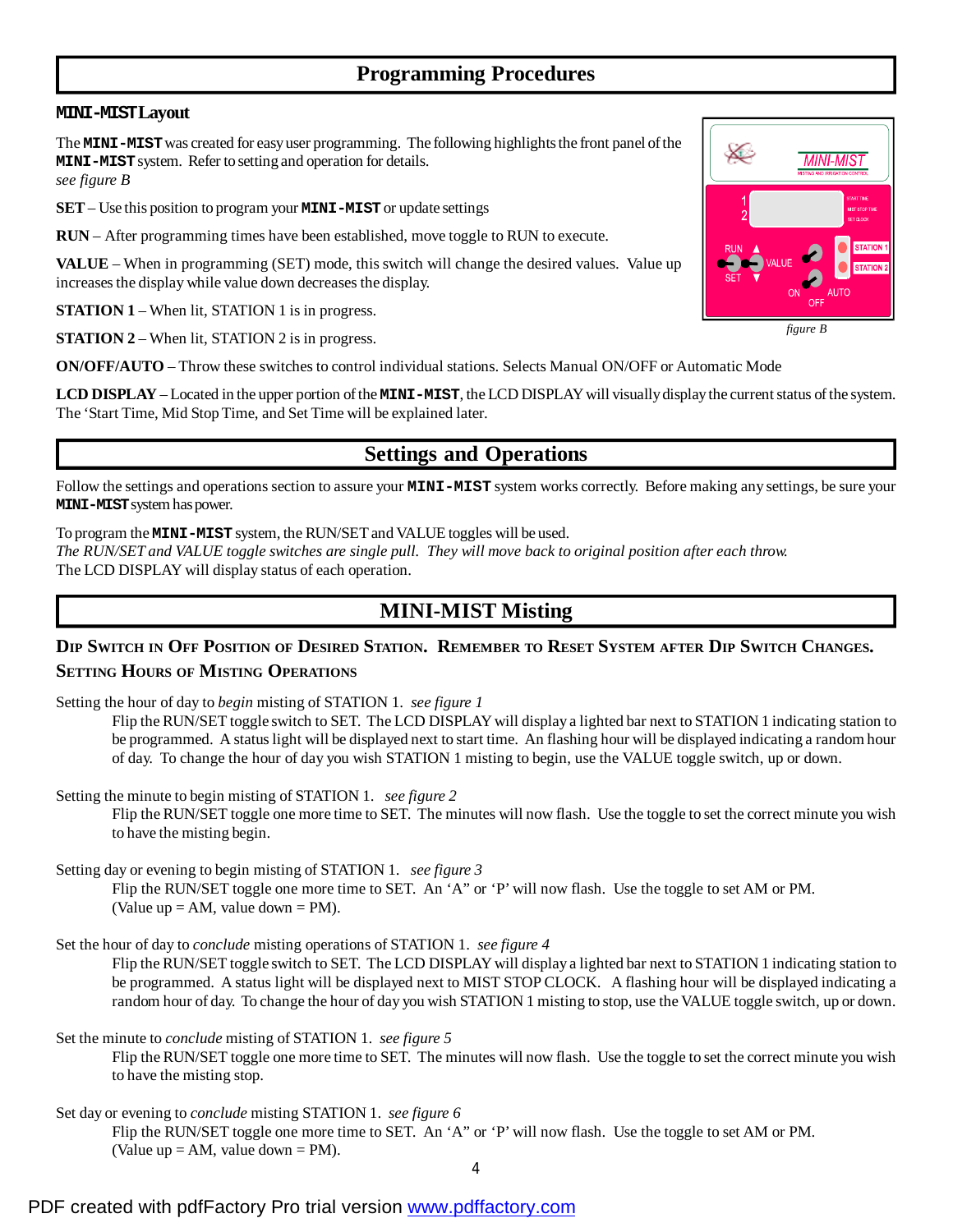# Programming Procedures

### MINI-MIST Layout

The **MINI-MIST** was created for easy user programming. The following highlights the front panel of the **MINI-MIST** system. Refer to setting and operation for details.
*see figure B*

**SET** – Use this position to program your **MINI-MIST** or update settings

**RUN** – After programming times have been established, move toggle to RUN to execute.

**VALUE** – When in programming (SET) mode, this switch will change the desired values. Value up increases the display while value down decreases the display.

**STATION 1** – When lit, STATION 1 is in progress.

**STATION 2** – When lit, STATION 2 is in progress.

*figure B*

**ON/OFF/AUTO** – Throw these switches to control individual stations. Selects Manual ON/OFF or Automatic Mode

**LCD DISPLAY** – Located in the upper portion of the **MINI-MIST**, the LCD DISPLAY will visually display the current status of the system. The 'Start Time, Mid Stop Time, and Set Time will be explained later.

# Settings and Operations

Follow the settings and operations section to assure your **MINI-MIST** system works correctly. Before making any settings, be sure your **MINI-MIST** system has power.

To program the **MINI-MIST** system, the RUN/SET and VALUE toggles will be used.
*The RUN/SET and VALUE toggle switches are single pull. They will move back to original position after each throw.*
The LCD DISPLAY will display status of each operation.

# MINI-MIST Misting

**DIP SWITCH IN OFF POSITION OF DESIRED STATION. REMEMBER TO RESET SYSTEM AFTER DIP SWITCH CHANGES.**

**SETTING HOURS OF MISTING OPERATIONS**

Setting the hour of day to *begin* misting of STATION 1. *see figure 1*

> Flip the RUN/SET toggle switch to SET. The LCD DISPLAY will display a lighted bar next to STATION 1 indicating station to be programmed. A status light will be displayed next to start time. An flashing hour will be displayed indicating a random hour of day. To change the hour of day you wish STATION 1 misting to begin, use the VALUE toggle switch, up or down.

Setting the minute to begin misting of STATION 1. *see figure 2*

> Flip the RUN/SET toggle one more time to SET. The minutes will now flash. Use the toggle to set the correct minute you wish to have the misting begin.

Setting day or evening to begin misting of STATION 1. *see figure 3*

> Flip the RUN/SET toggle one more time to SET. An 'A" or 'P' will now flash. Use the toggle to set AM or PM. (Value up = AM, value down = PM).

Set the hour of day to *conclude* misting operations of STATION 1. *see figure 4*

> Flip the RUN/SET toggle switch to SET. The LCD DISPLAY will display a lighted bar next to STATION 1 indicating station to be programmed. A status light will be displayed next to MIST STOP CLOCK. A flashing hour will be displayed indicating a random hour of day. To change the hour of day you wish STATION 1 misting to stop, use the VALUE toggle switch, up or down.

Set the minute to *conclude* misting of STATION 1. *see figure 5*

> Flip the RUN/SET toggle one more time to SET. The minutes will now flash. Use the toggle to set the correct minute you wish to have the misting stop.

Set day or evening to *conclude* misting STATION 1. *see figure 6*

> Flip the RUN/SET toggle one more time to SET. An 'A" or 'P' will now flash. Use the toggle to set AM or PM. (Value up = AM, value down = PM).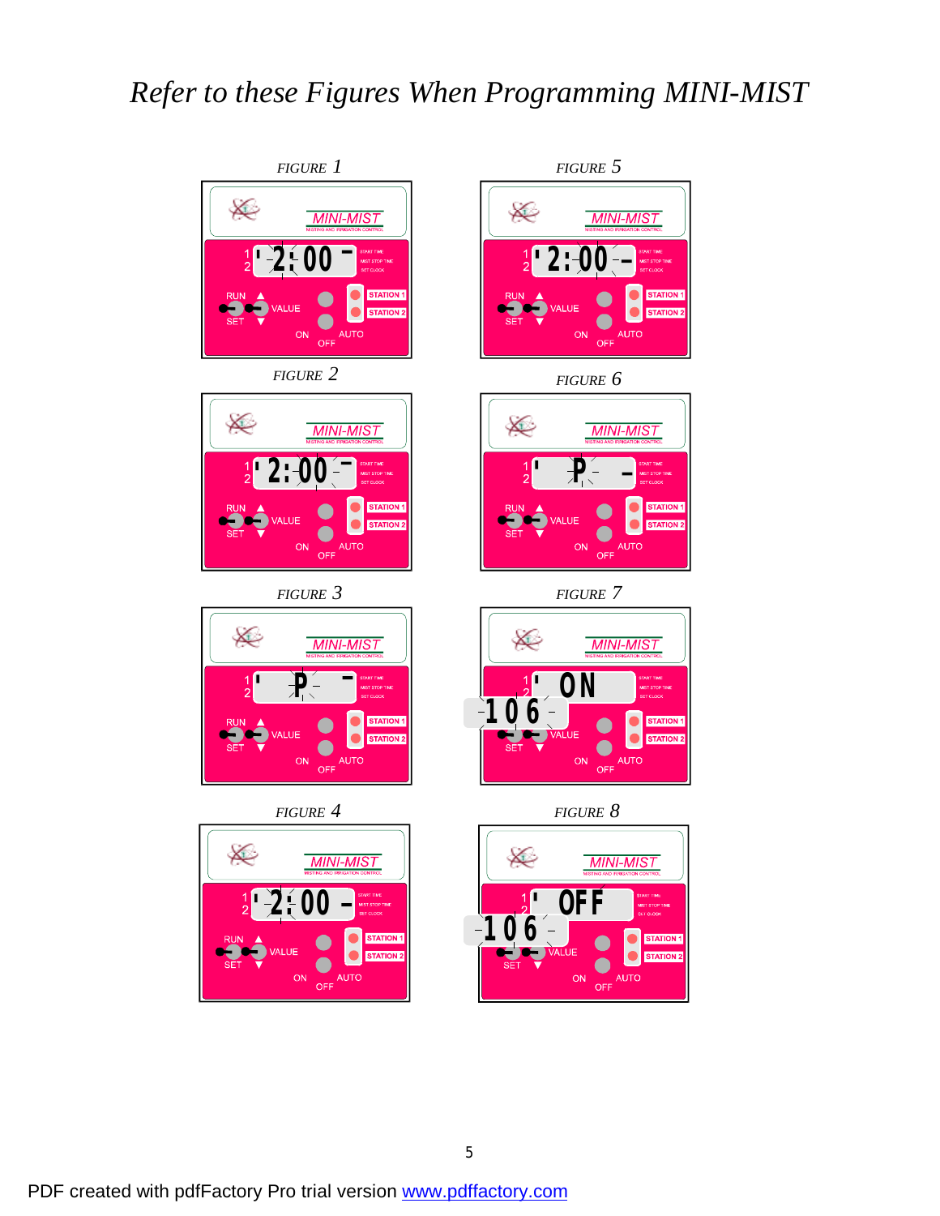*Refer to these Figures When Programming MINI-MIST*

*FIGURE 1*

*FIGURE 5*

*FIGURE 2*

*FIGURE 6*

*FIGURE 3*

*FIGURE 7*

*FIGURE 4*

*FIGURE 8*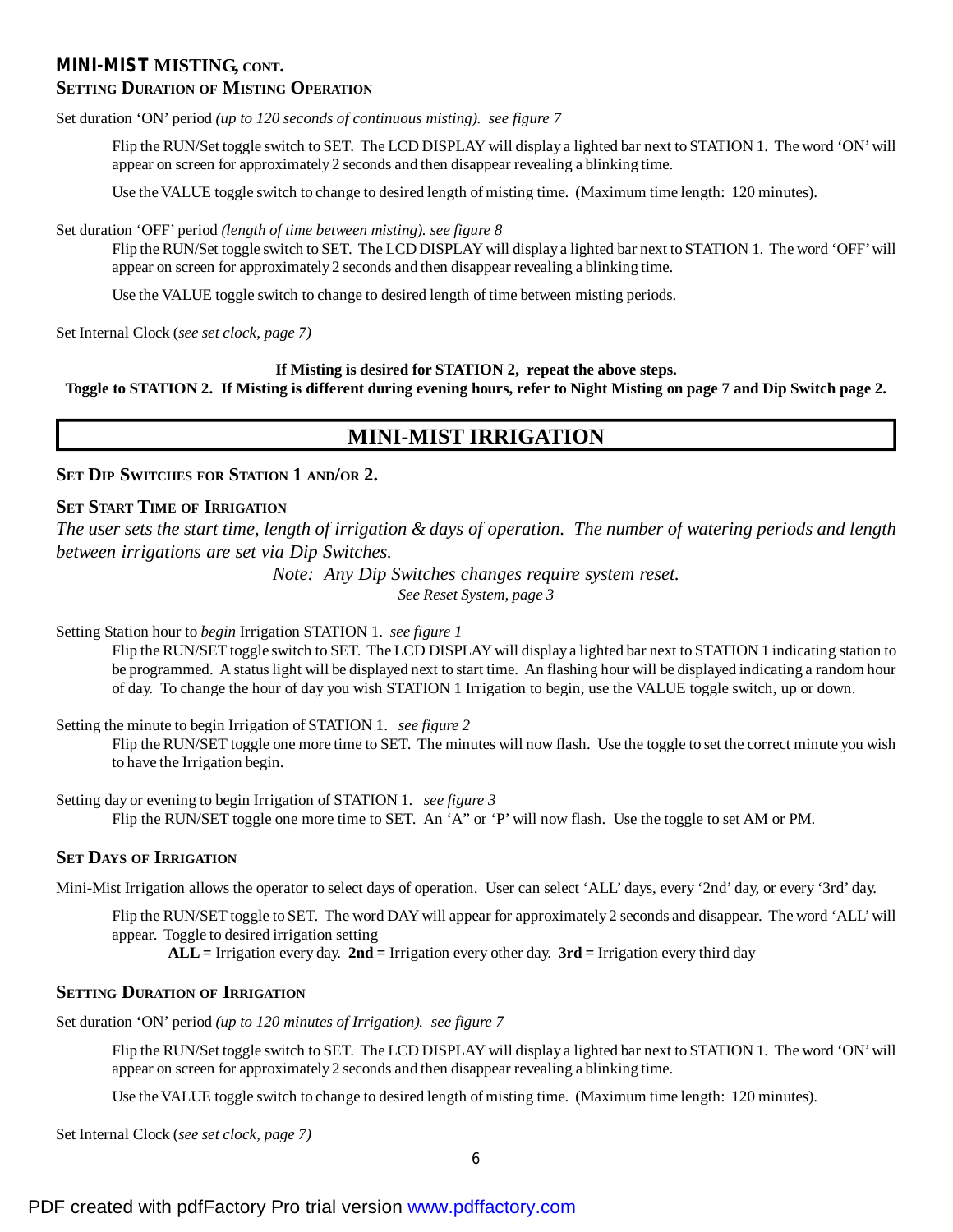## MINI-MIST MISTING, CONT.

### SETTING DURATION OF MISTING OPERATION

Set duration 'ON' period *(up to 120 seconds of continuous misting). see figure 7*

Flip the RUN/Set toggle switch to SET. The LCD DISPLAY will display a lighted bar next to STATION 1. The word 'ON' will appear on screen for approximately 2 seconds and then disappear revealing a blinking time.

Use the VALUE toggle switch to change to desired length of misting time. (Maximum time length: 120 minutes).

Set duration 'OFF' period *(length of time between misting). see figure 8*

Flip the RUN/Set toggle switch to SET. The LCD DISPLAY will display a lighted bar next to STATION 1. The word 'OFF' will appear on screen for approximately 2 seconds and then disappear revealing a blinking time.

Use the VALUE toggle switch to change to desired length of time between misting periods.

Set Internal Clock (*see set clock, page 7)*

**If Misting is desired for STATION 2, repeat the above steps.**
**Toggle to STATION 2. If Misting is different during evening hours, refer to Night Misting on page 7 and Dip Switch page 2.**

# MINI-MIST IRRIGATION

### SET DIP SWITCHES FOR STATION 1 AND/OR 2.

### SET START TIME OF IRRIGATION

*The user sets the start time, length of irrigation & days of operation. The number of watering periods and length between irrigations are set via Dip Switches.*

*Note: Any Dip Switches changes require system reset.*
*See Reset System, page 3*

Setting Station hour to *begin* Irrigation STATION 1. *see figure 1*

Flip the RUN/SET toggle switch to SET. The LCD DISPLAY will display a lighted bar next to STATION 1 indicating station to be programmed. A status light will be displayed next to start time. An flashing hour will be displayed indicating a random hour of day. To change the hour of day you wish STATION 1 Irrigation to begin, use the VALUE toggle switch, up or down.

Setting the minute to begin Irrigation of STATION 1. *see figure 2*

Flip the RUN/SET toggle one more time to SET. The minutes will now flash. Use the toggle to set the correct minute you wish to have the Irrigation begin.

Setting day or evening to begin Irrigation of STATION 1. *see figure 3*

Flip the RUN/SET toggle one more time to SET. An 'A" or 'P' will now flash. Use the toggle to set AM or PM.

### SET DAYS OF IRRIGATION

Mini-Mist Irrigation allows the operator to select days of operation. User can select 'ALL' days, every '2nd' day, or every '3rd' day.

Flip the RUN/SET toggle to SET. The word DAY will appear for approximately 2 seconds and disappear. The word 'ALL' will appear. Toggle to desired irrigation setting

**ALL =** Irrigation every day. **2nd =** Irrigation every other day. **3rd =** Irrigation every third day

### SETTING DURATION OF IRRIGATION

Set duration 'ON' period *(up to 120 minutes of Irrigation). see figure 7*

Flip the RUN/Set toggle switch to SET. The LCD DISPLAY will display a lighted bar next to STATION 1. The word 'ON' will appear on screen for approximately 2 seconds and then disappear revealing a blinking time.

Use the VALUE toggle switch to change to desired length of misting time. (Maximum time length: 120 minutes).

Set Internal Clock (*see set clock, page 7)*

PDF created with pdfFactory Pro trial version www.pdffactory.com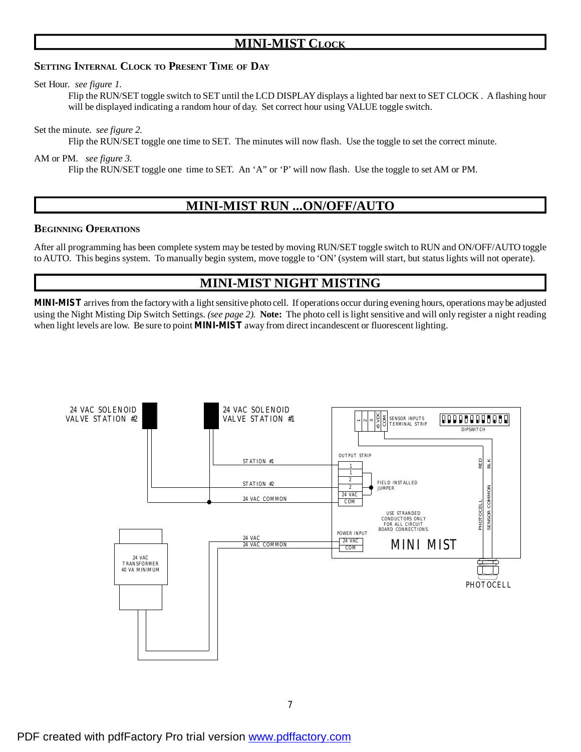# MINI-MIST CLOCK

## SETTING INTERNAL CLOCK TO PRESENT TIME OF DAY

Set Hour. *see figure 1.*

Flip the RUN/SET toggle switch to SET until the LCD DISPLAY displays a lighted bar next to SET CLOCK . A flashing hour will be displayed indicating a random hour of day. Set correct hour using VALUE toggle switch.

Set the minute. *see figure 2.*

Flip the RUN/SET toggle one time to SET. The minutes will now flash. Use the toggle to set the correct minute.

AM or PM. *see figure 3.*

Flip the RUN/SET toggle one time to SET. An 'A" or 'P' will now flash. Use the toggle to set AM or PM.

# MINI-MIST RUN ...ON/OFF/AUTO

## BEGINNING OPERATIONS

After all programming has been complete system may be tested by moving RUN/SET toggle switch to RUN and ON/OFF/AUTO toggle to AUTO. This begins system. To manually begin system, move toggle to 'ON' (system will start, but status lights will not operate).

# MINI-MIST NIGHT MISTING

**MINI-MIST** arrives from the factory with a light sensitive photo cell. If operations occur during evening hours, operations may be adjusted using the Night Misting Dip Switch Settings. *(see page 2).* **Note:** The photo cell is light sensitive and will only register a night reading when light levels are low. Be sure to point **MINI-MIST** away from direct incandescent or fluorescent lighting.

24 VAC SOLENOID VALVE STATION #2

24 VAC SOLENOID VALVE STATION #1

1 2 3 +5 VDC COM SENSOR INPUTS TERMINAL STRIP

DIPSWITCH

OUTPUT STRIP

STATION #1

STATION #2

24 VAC COMMON

1 1 2 2 24 VAC COM

FIELD INSTALLED JUMPER

RED BLK

PHOTOCELL SENSOR COMMON

USE STRANDED CONDUCTORS ONLY FOR ALL CIRCUIT BOARD CONNECTIONS.

POWER INPUT

24 VAC

24 VAC COMMON

24 VAC COM

MINI MIST

24 VAC TRANSFORMER 40 VA MINIMUM

PHOTOCELL